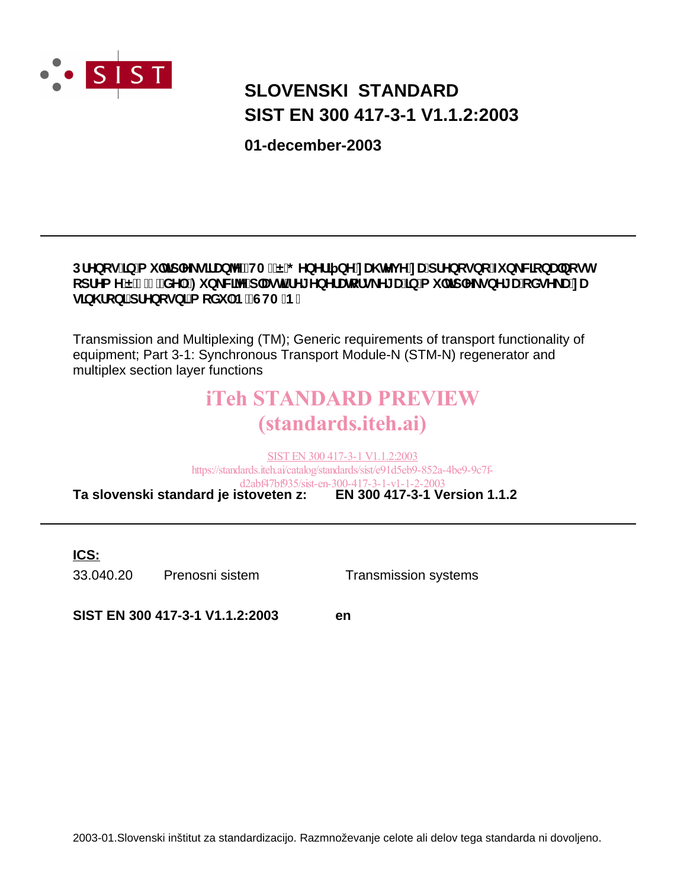# SLOVENSKI STANDARD
# SIST EN 300 417-3-1 V1.1.2:2003

**01-december-2003**

---

**Prenos in multipleksiranje (TM) – Generične zahteve za prenosno funkcionalnost opreme – 3-1. del: Funkcije plasti regeneratorskega in multipleksnega odseka za sinhroni prenosni modul N (STM-N)**

Transmission and Multiplexing (TM); Generic requirements of transport functionality of equipment; Part 3-1: Synchronous Transport Module-N (STM-N) regenerator and multiplex section layer functions

iTeh STANDARD PREVIEW
(standards.iteh.ai)

SIST EN 300 417-3-1 V1.1.2:2003
https://standards.iteh.ai/catalog/standards/sist/e91d5eb9-852a-4be9-9c7f-d2abf47bf935/sist-en-300-417-3-1-v1-1-2-2003

**Ta slovenski standard je istoveten z: EN 300 417-3-1 Version 1.1.2**

---

**ICS:**

| | | |
|---|---|---|
| 33.040.20 | Prenosni sistem | Transmission systems |

**SIST EN 300 417-3-1 V1.1.2:2003** **en**

2003-01.Slovenski inštitut za standardizacijo. Razmnoževanje celote ali delov tega standarda ni dovoljeno.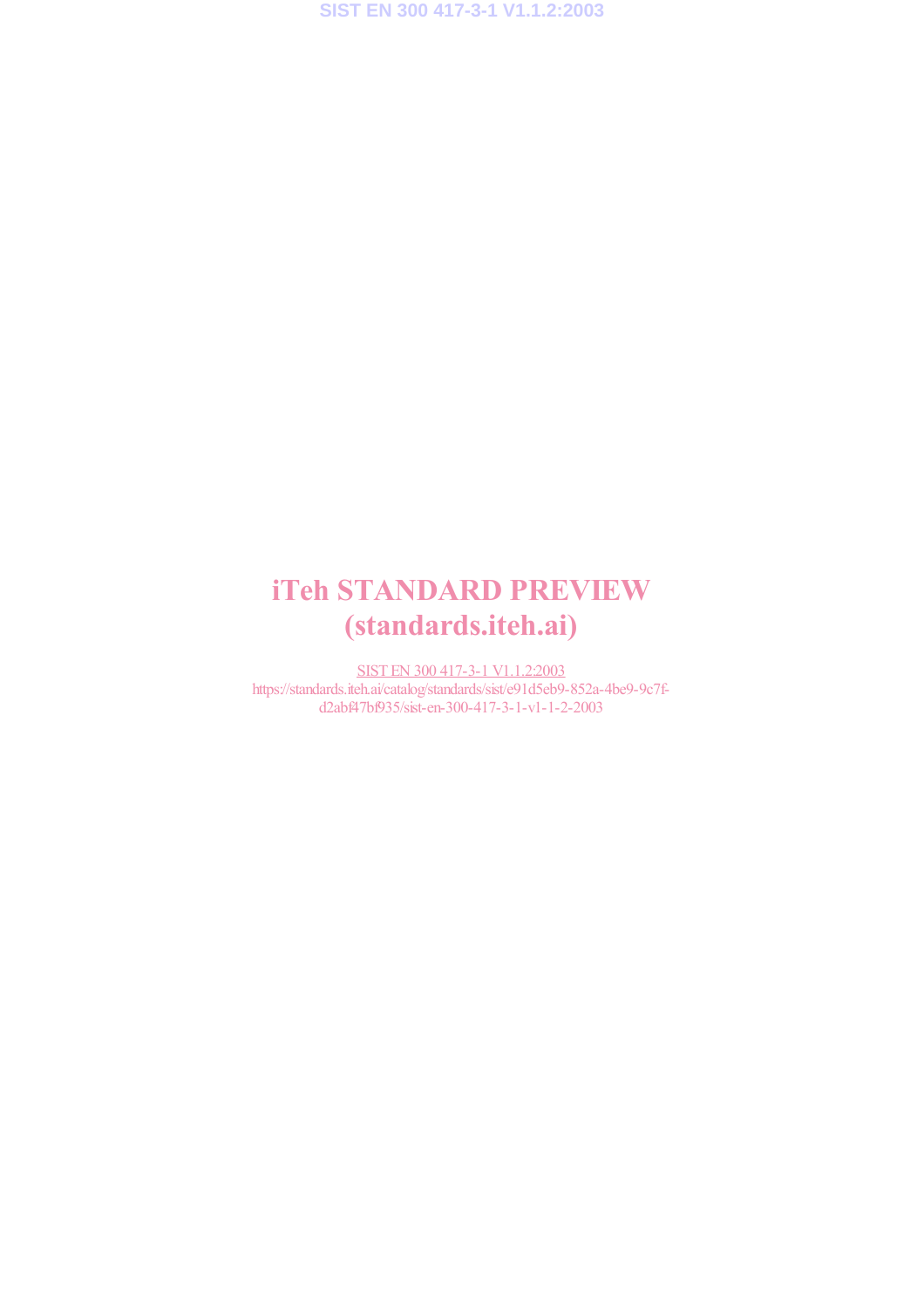# iTeh STANDARD PREVIEW
# (standards.iteh.ai)

SIST EN 300 417-3-1 V1.1.2:2003
https://standards.iteh.ai/catalog/standards/sist/e91d5eb9-852a-4be9-9c7f-d2abf47bf935/sist-en-300-417-3-1-v1-1-2-2003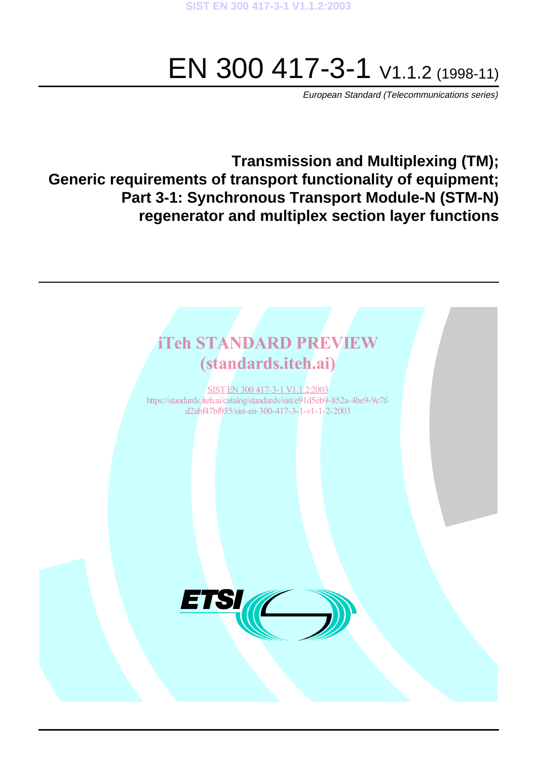# EN 300 417-3-1 V1.1.2 (1998-11)

*European Standard (Telecommunications series)*

**Transmission and Multiplexing (TM);**
**Generic requirements of transport functionality of equipment;**
**Part 3-1: Synchronous Transport Module-N (STM-N) regenerator and multiplex section layer functions**

iTeh STANDARD PREVIEW
(standards.iteh.ai)

SIST EN 300 417-3-1 V1.1.2:2003
https://standards.iteh.ai/catalog/standards/sist/e91d5eb9-852a-4be9-9c7f-d2abf47bf935/sist-en-300-417-3-1-v1-1-2-2003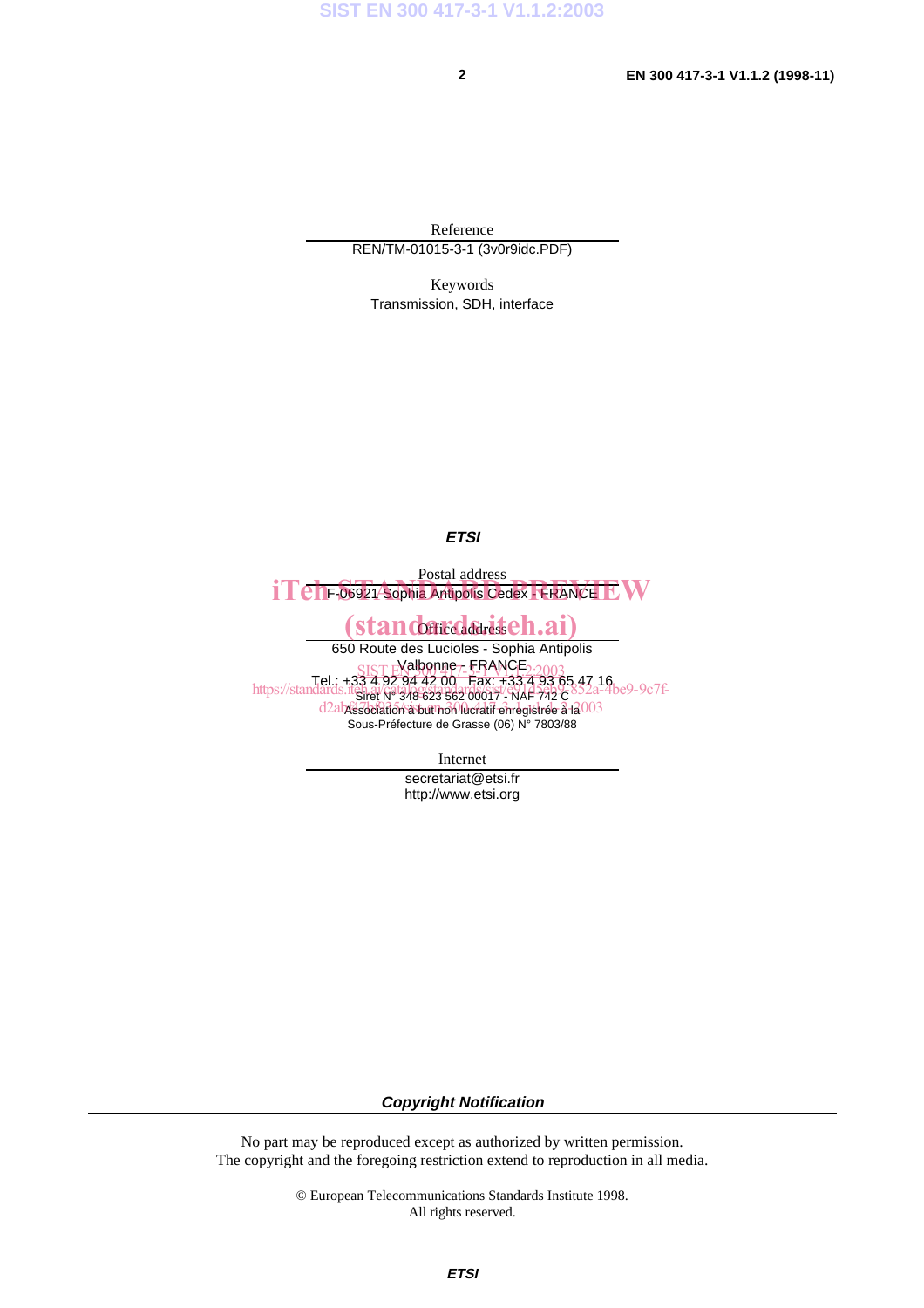Reference

REN/TM-01015-3-1 (3v0r9idc.PDF)

Keywords

Transmission, SDH, interface

***ETSI***

Postal address

F-06921 Sophia Antipolis Cedex - FRANCE

Office address

650 Route des Lucioles - Sophia Antipolis

Valbonne - FRANCE

Tel.: +33 4 92 94 42 00 Fax: +33 4 93 65 47 16

Siret N° 348 623 562 00017 - NAF 742 C

Association à but non lucratif enregistrée à la

Sous-Préfecture de Grasse (06) N° 7803/88

Internet

secretariat@etsi.fr

http://www.etsi.org

***Copyright Notification***

No part may be reproduced except as authorized by written permission.
The copyright and the foregoing restriction extend to reproduction in all media.

© European Telecommunications Standards Institute 1998.
All rights reserved.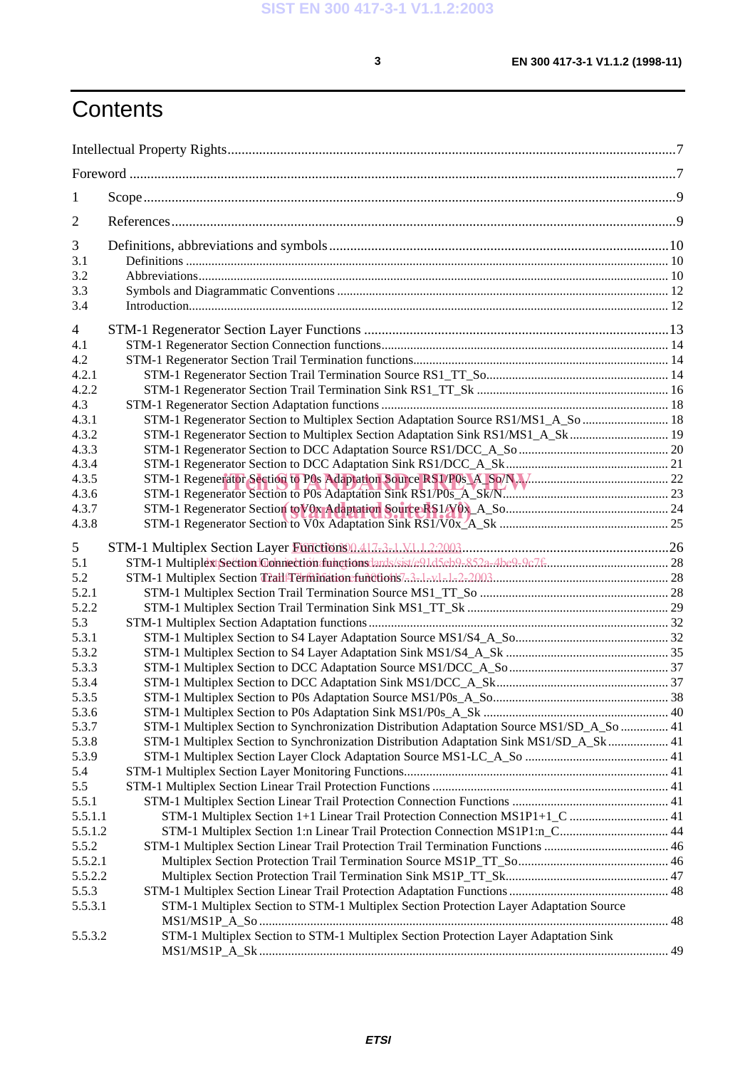# Contents

Intellectual Property Rights ....................................................................................................................................7

Foreword ....................................................................................................................................................................7

1 Scope ....................................................................................................................................................................9

2 References ............................................................................................................................................................9

3 Definitions, abbreviations and symbols ................................................................................................................10
3.1 Definitions ......................................................................................................................................................... 10
3.2 Abbreviations ..................................................................................................................................................... 10
3.3 Symbols and Diagrammatic Conventions ........................................................................................................... 12
3.4 Introduction ........................................................................................................................................................ 12

4 STM-1 Regenerator Section Layer Functions ......................................................................................................13
4.1 STM-1 Regenerator Section Connection functions ............................................................................................ 14
4.2 STM-1 Regenerator Section Trail Termination functions ................................................................................... 14
4.2.1 STM-1 Regenerator Section Trail Termination Source RS1_TT_So ................................................................. 14
4.2.2 STM-1 Regenerator Section Trail Termination Sink RS1_TT_Sk ..................................................................... 16
4.3 STM-1 Regenerator Section Adaptation functions .............................................................................................. 18
4.3.1 STM-1 Regenerator Section to Multiplex Section Adaptation Source RS1/MS1_A_So .................................... 18
4.3.2 STM-1 Regenerator Section to Multiplex Section Adaptation Sink RS1/MS1_A_Sk ....................................... 19
4.3.3 STM-1 Regenerator Section to DCC Adaptation Source RS1/DCC_A_So ........................................................ 20
4.3.4 STM-1 Regenerator Section to DCC Adaptation Sink RS1/DCC_A_Sk ........................................................... 21
4.3.5 STM-1 Regenerator Section to P0s Adaptation Source RS1/P0s_A_So/N ......................................................... 22
4.3.6 STM-1 Regenerator Section to P0s Adaptation Sink RS1/P0s_A_Sk/N ............................................................ 23
4.3.7 STM-1 Regenerator Section to V0x Adaptation Source RS1/V0x_A_So ........................................................... 24
4.3.8 STM-1 Regenerator Section to V0x Adaptation Sink RS1/V0x_A_Sk .............................................................. 25

5 STM-1 Multiplex Section Layer Functions ..........................................................................................................26
5.1 STM-1 Multiplex Section Connection functions ................................................................................................. 28
5.2 STM-1 Multiplex Section Trail Termination functions ....................................................................................... 28
5.2.1 STM-1 Multiplex Section Trail Termination Source MS1_TT_So .................................................................... 28
5.2.2 STM-1 Multiplex Section Trail Termination Sink MS1_TT_Sk ........................................................................ 29
5.3 STM-1 Multiplex Section Adaptation functions .................................................................................................. 32
5.3.1 STM-1 Multiplex Section to S4 Layer Adaptation Source MS1/S4_A_So ......................................................... 32
5.3.2 STM-1 Multiplex Section to S4 Layer Adaptation Sink MS1/S4_A_Sk ............................................................ 35
5.3.3 STM-1 Multiplex Section to DCC Adaptation Source MS1/DCC_A_So ............................................................ 37
5.3.4 STM-1 Multiplex Section to DCC Adaptation Sink MS1/DCC_A_Sk ............................................................... 37
5.3.5 STM-1 Multiplex Section to P0s Adaptation Source MS1/P0s_A_So ................................................................. 38
5.3.6 STM-1 Multiplex Section to P0s Adaptation Sink MS1/P0s_A_Sk .................................................................... 40
5.3.7 STM-1 Multiplex Section to Synchronization Distribution Adaptation Source MS1/SD_A_So ......................... 41
5.3.8 STM-1 Multiplex Section to Synchronization Distribution Adaptation Sink MS1/SD_A_Sk ............................. 41
5.3.9 STM-1 Multiplex Section Layer Clock Adaptation Source MS1-LC_A_So ....................................................... 41
5.4 STM-1 Multiplex Section Layer Monitoring Functions ....................................................................................... 41
5.5 STM-1 Multiplex Section Linear Trail Protection Functions ............................................................................... 41
5.5.1 STM-1 Multiplex Section Linear Trail Protection Connection Functions .......................................................... 41
5.5.1.1 STM-1 Multiplex Section 1+1 Linear Trail Protection Connection MS1P1+1_C ........................................... 41
5.5.1.2 STM-1 Multiplex Section 1:n Linear Trail Protection Connection MS1P1:n_C .............................................. 44
5.5.2 STM-1 Multiplex Section Linear Trail Protection Trail Termination Functions ................................................ 46
5.5.2.1 Multiplex Section Protection Trail Termination Source MS1P_TT_So ........................................................... 46
5.5.2.2 Multiplex Section Protection Trail Termination Sink MS1P_TT_Sk ............................................................... 47
5.5.3 STM-1 Multiplex Section Linear Trail Protection Adaptation Functions ........................................................... 48
5.5.3.1 STM-1 Multiplex Section to STM-1 Multiplex Section Protection Layer Adaptation Source MS1/MS1P_A_So ............................................................................................................................................. 48
5.5.3.2 STM-1 Multiplex Section to STM-1 Multiplex Section Protection Layer Adaptation Sink MS1/MS1P_A_Sk ............................................................................................................................................. 49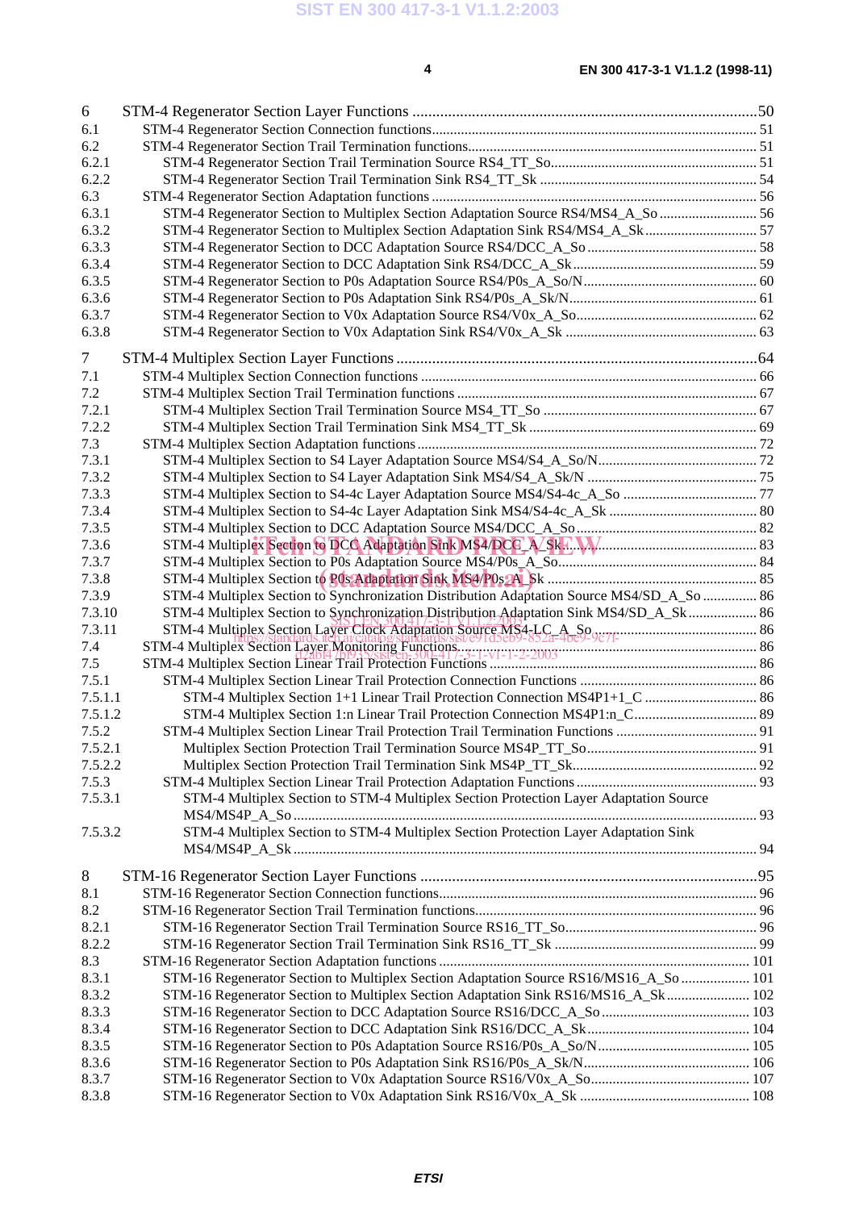6 STM-4 Regenerator Section Layer Functions ........................................................................................50
6.1 STM-4 Regenerator Section Connection functions.......................................................................................... 51
6.2 STM-4 Regenerator Section Trail Termination functions................................................................................ 51
6.2.1 STM-4 Regenerator Section Trail Termination Source RS4_TT_So.......................................................... 51
6.2.2 STM-4 Regenerator Section Trail Termination Sink RS4_TT_Sk ............................................................ 54
6.3 STM-4 Regenerator Section Adaptation functions .......................................................................................... 56
6.3.1 STM-4 Regenerator Section to Multiplex Section Adaptation Source RS4/MS4_A_So ........................... 56
6.3.2 STM-4 Regenerator Section to Multiplex Section Adaptation Sink RS4/MS4_A_Sk............................... 57
6.3.3 STM-4 Regenerator Section to DCC Adaptation Source RS4/DCC_A_So ............................................... 58
6.3.4 STM-4 Regenerator Section to DCC Adaptation Sink RS4/DCC_A_Sk................................................... 59
6.3.5 STM-4 Regenerator Section to P0s Adaptation Source RS4/P0s_A_So/N................................................ 60
6.3.6 STM-4 Regenerator Section to P0s Adaptation Sink RS4/P0s_A_Sk/N.................................................... 61
6.3.7 STM-4 Regenerator Section to V0x Adaptation Source RS4/V0x_A_So.................................................. 62
6.3.8 STM-4 Regenerator Section to V0x Adaptation Sink RS4/V0x_A_Sk ..................................................... 63

7 STM-4 Multiplex Section Layer Functions ............................................................................................64
7.1 STM-4 Multiplex Section Connection functions ............................................................................................. 66
7.2 STM-4 Multiplex Section Trail Termination functions ................................................................................... 67
7.2.1 STM-4 Multiplex Section Trail Termination Source MS4_TT_So ........................................................... 67
7.2.2 STM-4 Multiplex Section Trail Termination Sink MS4_TT_Sk ............................................................... 69
7.3 STM-4 Multiplex Section Adaptation functions .............................................................................................. 72
7.3.1 STM-4 Multiplex Section to S4 Layer Adaptation Source MS4/S4_A_So/N............................................ 72
7.3.2 STM-4 Multiplex Section to S4 Layer Adaptation Sink MS4/S4_A_Sk/N ............................................... 75
7.3.3 STM-4 Multiplex Section to S4-4c Layer Adaptation Source MS4/S4-4c_A_So ..................................... 77
7.3.4 STM-4 Multiplex Section to S4-4c Layer Adaptation Sink MS4/S4-4c_A_Sk ......................................... 80
7.3.5 STM-4 Multiplex Section to DCC Adaptation Source MS4/DCC_A_So.................................................. 82
7.3.6 STM-4 Multiplex Section to DCC Adaptation Sink MS4/DCC_A_Sk...................................................... 83
7.3.7 STM-4 Multiplex Section to P0s Adaptation Source MS4/P0s_A_So....................................................... 84
7.3.8 STM-4 Multiplex Section to P0s Adaptation Sink MS4/P0s_A_Sk .......................................................... 85
7.3.9 STM-4 Multiplex Section to Synchronization Distribution Adaptation Source MS4/SD_A_So ............... 86
7.3.10 STM-4 Multiplex Section to Synchronization Distribution Adaptation Sink MS4/SD_A_Sk................... 86
7.3.11 STM-4 Multiplex Section Layer Clock Adaptation Source MS4-LC_A_So ............................................. 86
7.4 STM-4 Multiplex Section Layer Monitoring Functions................................................................................... 86
7.5 STM-4 Multiplex Section Linear Trail Protection Functions .......................................................................... 86
7.5.1 STM-4 Multiplex Section Linear Trail Protection Connection Functions ................................................. 86
7.5.1.1 STM-4 Multiplex Section 1+1 Linear Trail Protection Connection MS4P1+1_C ............................... 86
7.5.1.2 STM-4 Multiplex Section 1:n Linear Trail Protection Connection MS4P1:n_C.................................. 89
7.5.2 STM-4 Multiplex Section Linear Trail Protection Trail Termination Functions ....................................... 91
7.5.2.1 Multiplex Section Protection Trail Termination Source MS4P_TT_So............................................... 91
7.5.2.2 Multiplex Section Protection Trail Termination Sink MS4P_TT_Sk................................................... 92
7.5.3 STM-4 Multiplex Section Linear Trail Protection Adaptation Functions .................................................. 93
7.5.3.1 STM-4 Multiplex Section to STM-4 Multiplex Section Protection Layer Adaptation Source MS4/MS4P_A_So ............................................................................................................................... 93
7.5.3.2 STM-4 Multiplex Section to STM-4 Multiplex Section Protection Layer Adaptation Sink MS4/MS4P_A_Sk ............................................................................................................................... 94

8 STM-16 Regenerator Section Layer Functions ......................................................................................95
8.1 STM-16 Regenerator Section Connection functions........................................................................................ 96
8.2 STM-16 Regenerator Section Trail Termination functions.............................................................................. 96
8.2.1 STM-16 Regenerator Section Trail Termination Source RS16_TT_So..................................................... 96
8.2.2 STM-16 Regenerator Section Trail Termination Sink RS16_TT_Sk ....................................................... 99
8.3 STM-16 Regenerator Section Adaptation functions ...................................................................................... 101
8.3.1 STM-16 Regenerator Section to Multiplex Section Adaptation Source RS16/MS16_A_So ................... 101
8.3.2 STM-16 Regenerator Section to Multiplex Section Adaptation Sink RS16/MS16_A_Sk....................... 102
8.3.3 STM-16 Regenerator Section to DCC Adaptation Source RS16/DCC_A_So ......................................... 103
8.3.4 STM-16 Regenerator Section to DCC Adaptation Sink RS16/DCC_A_Sk............................................. 104
8.3.5 STM-16 Regenerator Section to P0s Adaptation Source RS16/P0s_A_So/N.......................................... 105
8.3.6 STM-16 Regenerator Section to P0s Adaptation Sink RS16/P0s_A_Sk/N.............................................. 106
8.3.7 STM-16 Regenerator Section to V0x Adaptation Source RS16/V0x_A_So............................................ 107
8.3.8 STM-16 Regenerator Section to V0x Adaptation Sink RS16/V0x_A_Sk ............................................... 108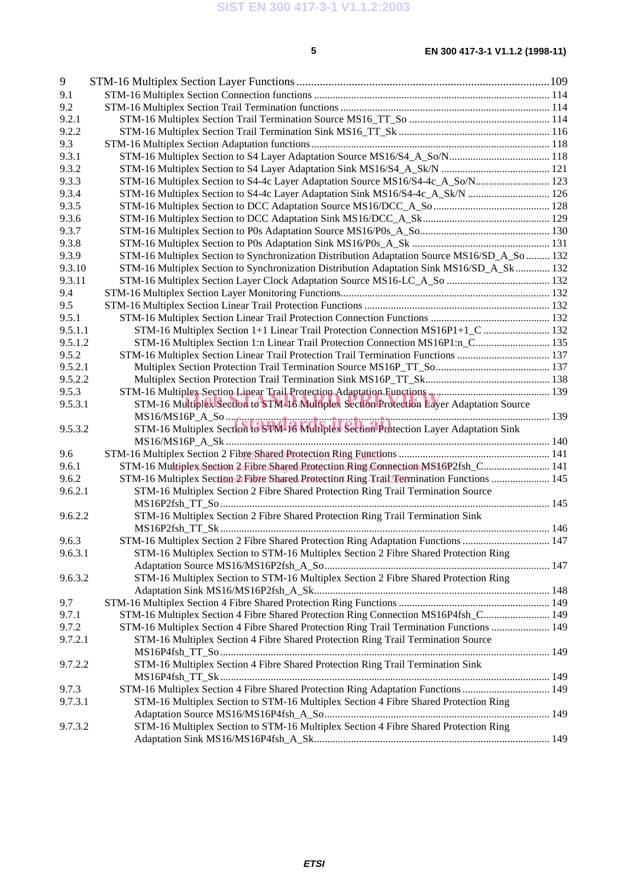9 STM-16 Multiplex Section Layer Functions ....................................................................................109
9.1 STM-16 Multiplex Section Connection functions ........................................................................................ 114
9.2 STM-16 Multiplex Section Trail Termination functions .............................................................................. 114
9.2.1 STM-16 Multiplex Section Trail Termination Source MS16_TT_So ..................................................... 114
9.2.2 STM-16 Multiplex Section Trail Termination Sink MS16_TT_Sk ......................................................... 116
9.3 STM-16 Multiplex Section Adaptation functions .......................................................................................... 118
9.3.1 STM-16 Multiplex Section to S4 Layer Adaptation Source MS16/S4_A_So/N...................................... 118
9.3.2 STM-16 Multiplex Section to S4 Layer Adaptation Sink MS16/S4_A_Sk/N ......................................... 121
9.3.3 STM-16 Multiplex Section to S4-4c Layer Adaptation Source MS16/S4-4c_A_So/N............................ 123
9.3.4 STM-16 Multiplex Section to S4-4c Layer Adaptation Sink MS16/S4-4c_A_Sk/N ............................... 126
9.3.5 STM-16 Multiplex Section to DCC Adaptation Source MS16/DCC_A_So ............................................ 128
9.3.6 STM-16 Multiplex Section to DCC Adaptation Sink MS16/DCC_A_Sk................................................ 129
9.3.7 STM-16 Multiplex Section to P0s Adaptation Source MS16/P0s_A_So................................................. 130
9.3.8 STM-16 Multiplex Section to P0s Adaptation Sink MS16/P0s_A_Sk .................................................... 131
9.3.9 STM-16 Multiplex Section to Synchronization Distribution Adaptation Source MS16/SD_A_So ......... 132
9.3.10 STM-16 Multiplex Section to Synchronization Distribution Adaptation Sink MS16/SD_A_Sk............. 132
9.3.11 STM-16 Multiplex Section Layer Clock Adaptation Source MS16-LC_A_So ....................................... 132
9.4 STM-16 Multiplex Section Layer Monitoring Functions.............................................................................. 132
9.5 STM-16 Multiplex Section Linear Trail Protection Functions ..................................................................... 132
9.5.1 STM-16 Multiplex Section Linear Trail Protection Connection Functions ............................................. 132
9.5.1.1 STM-16 Multiplex Section 1+1 Linear Trail Protection Connection MS16P1+1_C ......................... 132
9.5.1.2 STM-16 Multiplex Section 1:n Linear Trail Protection Connection MS16P1:n_C............................ 135
9.5.2 STM-16 Multiplex Section Linear Trail Protection Trail Termination Functions ................................... 137
9.5.2.1 Multiplex Section Protection Trail Termination Source MS16P_TT_So........................................... 137
9.5.2.2 Multiplex Section Protection Trail Termination Sink MS16P_TT_Sk............................................... 138
9.5.3 STM-16 Multiplex Section Linear Trail Protection Adaptation Functions .............................................. 139
9.5.3.1 STM-16 Multiplex Section to STM-16 Multiplex Section Protection Layer Adaptation Source MS16/MS16P_A_So ........................................................................................................................... 139
9.5.3.2 STM-16 Multiplex Section to STM-16 Multiplex Section Protection Layer Adaptation Sink MS16/MS16P_A_Sk ........................................................................................................................... 140
9.6 STM-16 Multiplex Section 2 Fibre Shared Protection Ring Functions ......................................................... 141
9.6.1 STM-16 Multiplex Section 2 Fibre Shared Protection Ring Connection MS16P2fsh_C......................... 141
9.6.2 STM-16 Multiplex Section 2 Fibre Shared Protection Ring Trail Termination Functions ...................... 145
9.6.2.1 STM-16 Multiplex Section 2 Fibre Shared Protection Ring Trail Termination Source MS16P2fsh_TT_So ............................................................................................................................ 145
9.6.2.2 STM-16 Multiplex Section 2 Fibre Shared Protection Ring Trail Termination Sink MS16P2fsh_TT_Sk ............................................................................................................................ 146
9.6.3 STM-16 Multiplex Section 2 Fibre Shared Protection Ring Adaptation Functions ................................. 147
9.6.3.1 STM-16 Multiplex Section to STM-16 Multiplex Section 2 Fibre Shared Protection Ring Adaptation Source MS16/MS16P2fsh_A_So..................................................................................... 147
9.6.3.2 STM-16 Multiplex Section to STM-16 Multiplex Section 2 Fibre Shared Protection Ring Adaptation Sink MS16/MS16P2fsh_A_Sk......................................................................................... 148
9.7 STM-16 Multiplex Section 4 Fibre Shared Protection Ring Functions ......................................................... 149
9.7.1 STM-16 Multiplex Section 4 Fibre Shared Protection Ring Connection MS16P4fsh_C......................... 149
9.7.2 STM-16 Multiplex Section 4 Fibre Shared Protection Ring Trail Termination Functions ...................... 149
9.7.2.1 STM-16 Multiplex Section 4 Fibre Shared Protection Ring Trail Termination Source MS16P4fsh_TT_So ............................................................................................................................ 149
9.7.2.2 STM-16 Multiplex Section 4 Fibre Shared Protection Ring Trail Termination Sink MS16P4fsh_TT_Sk ............................................................................................................................ 149
9.7.3 STM-16 Multiplex Section 4 Fibre Shared Protection Ring Adaptation Functions ................................. 149
9.7.3.1 STM-16 Multiplex Section to STM-16 Multiplex Section 4 Fibre Shared Protection Ring Adaptation Source MS16/MS16P4fsh_A_So..................................................................................... 149
9.7.3.2 STM-16 Multiplex Section to STM-16 Multiplex Section 4 Fibre Shared Protection Ring Adaptation Sink MS16/MS16P4fsh_A_Sk......................................................................................... 149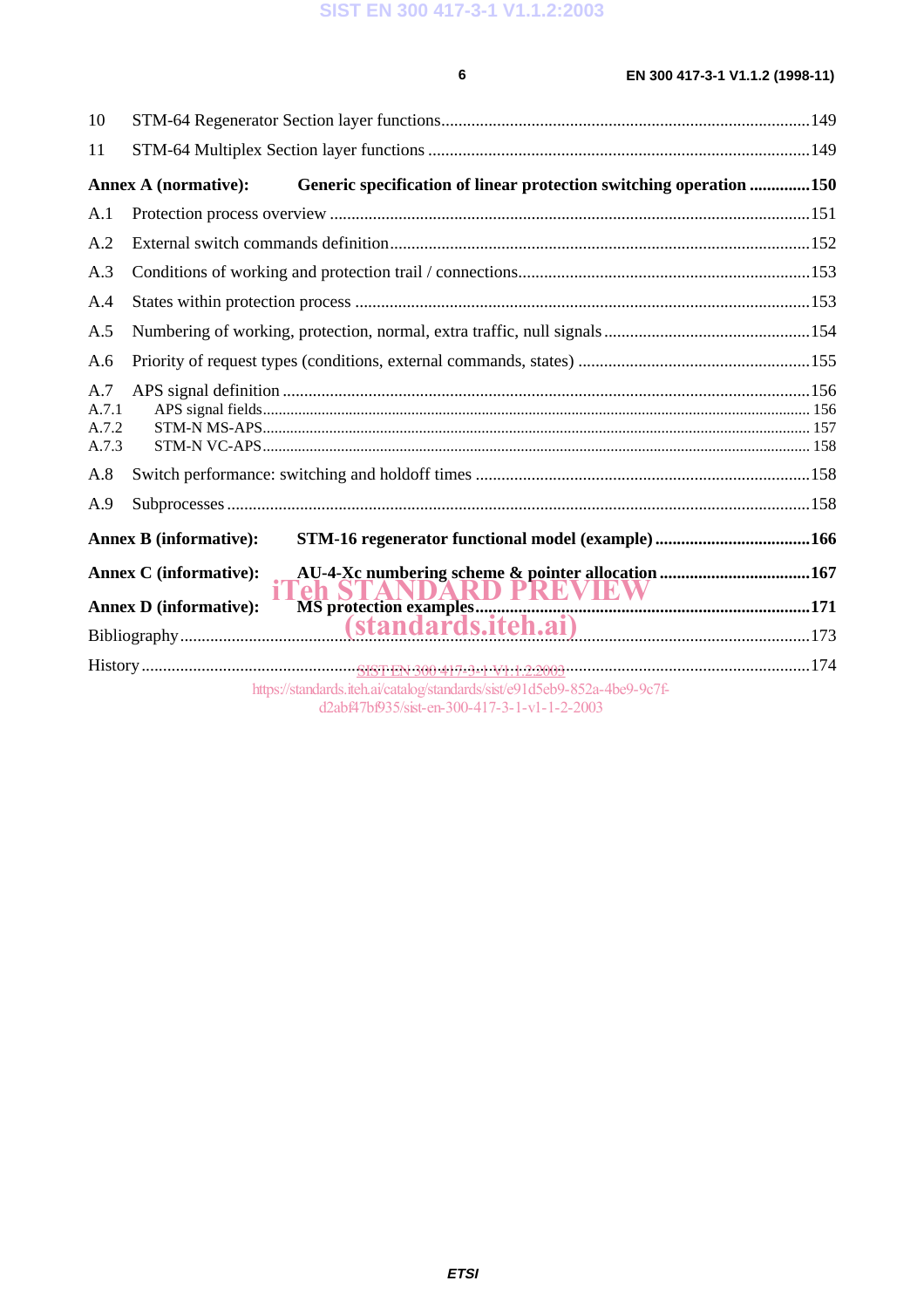10 STM-64 Regenerator Section layer functions....................................................................................149

11 STM-64 Multiplex Section layer functions .......................................................................................149

**Annex A (normative): Generic specification of linear protection switching operation .............150**

A.1 Protection process overview ..............................................................................................................151

A.2 External switch commands definition.................................................................................................152

A.3 Conditions of working and protection trail / connections...................................................................153

A.4 States within protection process ........................................................................................................153

A.5 Numbering of working, protection, normal, extra traffic, null signals ...............................................154

A.6 Priority of request types (conditions, external commands, states) .....................................................155

A.7 APS signal definition .........................................................................................................................156
A.7.1 APS signal fields......................................................................................................................... 156
A.7.2 STM-N MS-APS......................................................................................................................... 157
A.7.3 STM-N VC-APS......................................................................................................................... 158

A.8 Switch performance: switching and holdoff times ............................................................................158

A.9 Subprocesses ......................................................................................................................................158

**Annex B (informative): STM-16 regenerator functional model (example) ...................................166**

**Annex C (informative): AU-4-Xc numbering scheme & pointer allocation ..................................167**

**Annex D (informative): MS protection examples..............................................................................171**

Bibliography........................................................................................................................................173

History .................................................................................................................................................174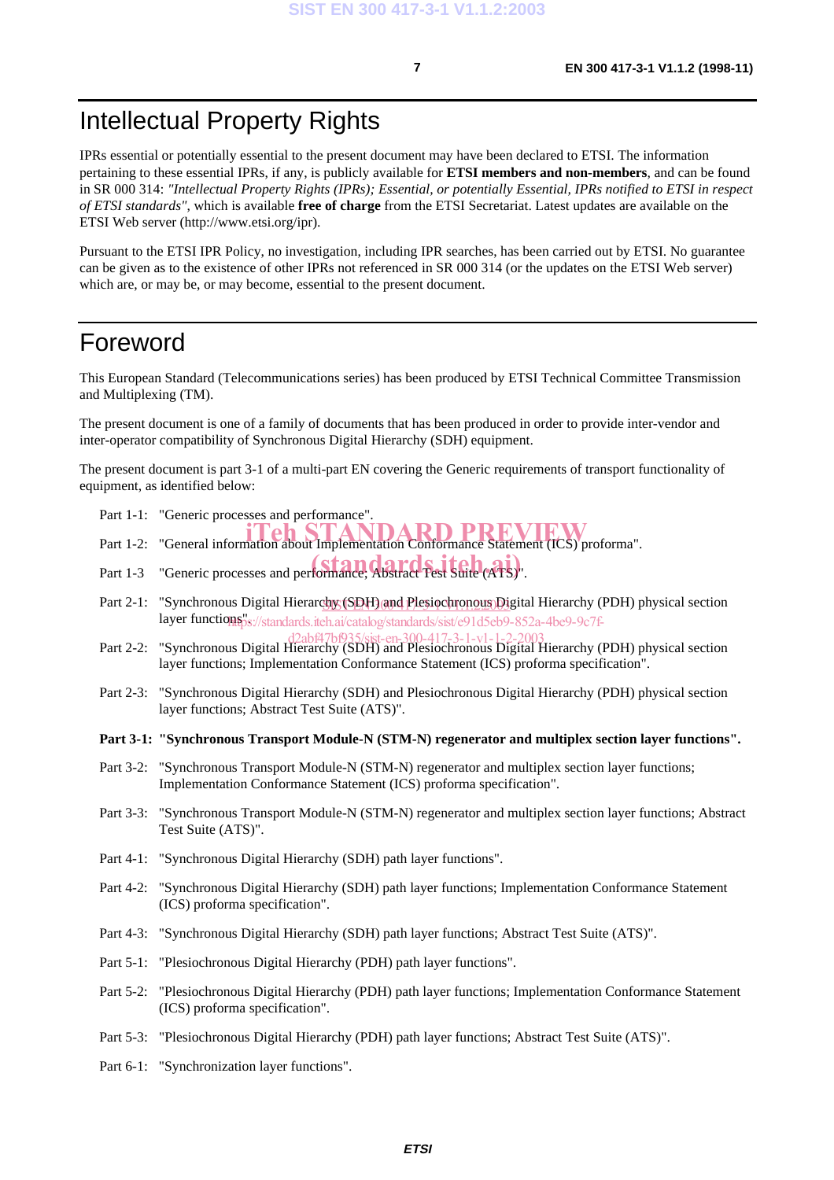# Intellectual Property Rights

IPRs essential or potentially essential to the present document may have been declared to ETSI. The information pertaining to these essential IPRs, if any, is publicly available for **ETSI members and non-members**, and can be found in SR 000 314: *"Intellectual Property Rights (IPRs); Essential, or potentially Essential, IPRs notified to ETSI in respect of ETSI standards"*, which is available **free of charge** from the ETSI Secretariat. Latest updates are available on the ETSI Web server (http://www.etsi.org/ipr).

Pursuant to the ETSI IPR Policy, no investigation, including IPR searches, has been carried out by ETSI. No guarantee can be given as to the existence of other IPRs not referenced in SR 000 314 (or the updates on the ETSI Web server) which are, or may be, or may become, essential to the present document.

# Foreword

This European Standard (Telecommunications series) has been produced by ETSI Technical Committee Transmission and Multiplexing (TM).

The present document is one of a family of documents that has been produced in order to provide inter-vendor and inter-operator compatibility of Synchronous Digital Hierarchy (SDH) equipment.

The present document is part 3-1 of a multi-part EN covering the Generic requirements of transport functionality of equipment, as identified below:

Part 1-1: "Generic processes and performance".

Part 1-2: "General information about Implementation Conformance Statement (ICS) proforma".

Part 1-3 "Generic processes and performance; Abstract Test Suite (ATS)".

Part 2-1: "Synchronous Digital Hierarchy (SDH) and Plesiochronous Digital Hierarchy (PDH) physical section layer functions".

Part 2-2: "Synchronous Digital Hierarchy (SDH) and Plesiochronous Digital Hierarchy (PDH) physical section layer functions; Implementation Conformance Statement (ICS) proforma specification".

Part 2-3: "Synchronous Digital Hierarchy (SDH) and Plesiochronous Digital Hierarchy (PDH) physical section layer functions; Abstract Test Suite (ATS)".

**Part 3-1: "Synchronous Transport Module-N (STM-N) regenerator and multiplex section layer functions".**

Part 3-2: "Synchronous Transport Module-N (STM-N) regenerator and multiplex section layer functions; Implementation Conformance Statement (ICS) proforma specification".

Part 3-3: "Synchronous Transport Module-N (STM-N) regenerator and multiplex section layer functions; Abstract Test Suite (ATS)".

Part 4-1: "Synchronous Digital Hierarchy (SDH) path layer functions".

Part 4-2: "Synchronous Digital Hierarchy (SDH) path layer functions; Implementation Conformance Statement (ICS) proforma specification".

Part 4-3: "Synchronous Digital Hierarchy (SDH) path layer functions; Abstract Test Suite (ATS)".

Part 5-1: "Plesiochronous Digital Hierarchy (PDH) path layer functions".

Part 5-2: "Plesiochronous Digital Hierarchy (PDH) path layer functions; Implementation Conformance Statement (ICS) proforma specification".

Part 5-3: "Plesiochronous Digital Hierarchy (PDH) path layer functions; Abstract Test Suite (ATS)".

Part 6-1: "Synchronization layer functions".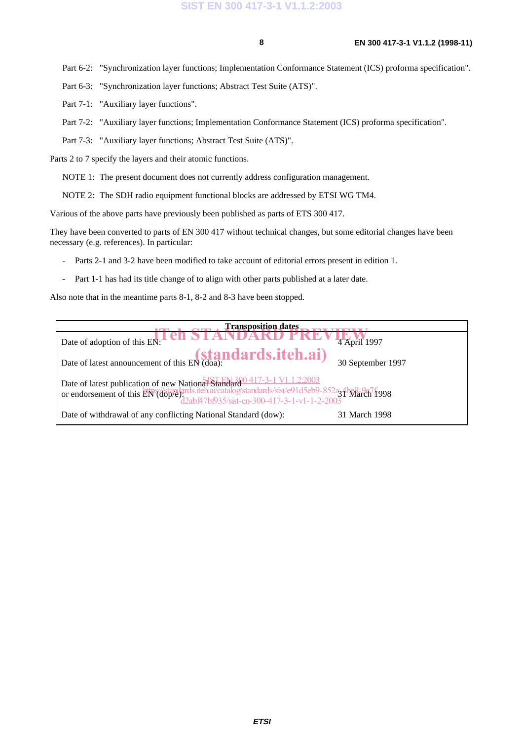Part 6-2: "Synchronization layer functions; Implementation Conformance Statement (ICS) proforma specification".

Part 6-3: "Synchronization layer functions; Abstract Test Suite (ATS)".

Part 7-1: "Auxiliary layer functions".

Part 7-2: "Auxiliary layer functions; Implementation Conformance Statement (ICS) proforma specification".

Part 7-3: "Auxiliary layer functions; Abstract Test Suite (ATS)".

Parts 2 to 7 specify the layers and their atomic functions.

NOTE 1: The present document does not currently address configuration management.

NOTE 2: The SDH radio equipment functional blocks are addressed by ETSI WG TM4.

Various of the above parts have previously been published as parts of ETS 300 417.

They have been converted to parts of EN 300 417 without technical changes, but some editorial changes have been necessary (e.g. references). In particular:

- Parts 2-1 and 3-2 have been modified to take account of editorial errors present in edition 1.
- Part 1-1 has had its title change of to align with other parts published at a later date.

Also note that in the meantime parts 8-1, 8-2 and 8-3 have been stopped.

| Transposition dates | |
|---|---|
| Date of adoption of this EN: | 4 April 1997 |
| Date of latest announcement of this EN (doa): | 30 September 1997 |
| Date of latest publication of new National Standard or endorsement of this EN (dop/e): | 31 March 1998 |
| Date of withdrawal of any conflicting National Standard (dow): | 31 March 1998 |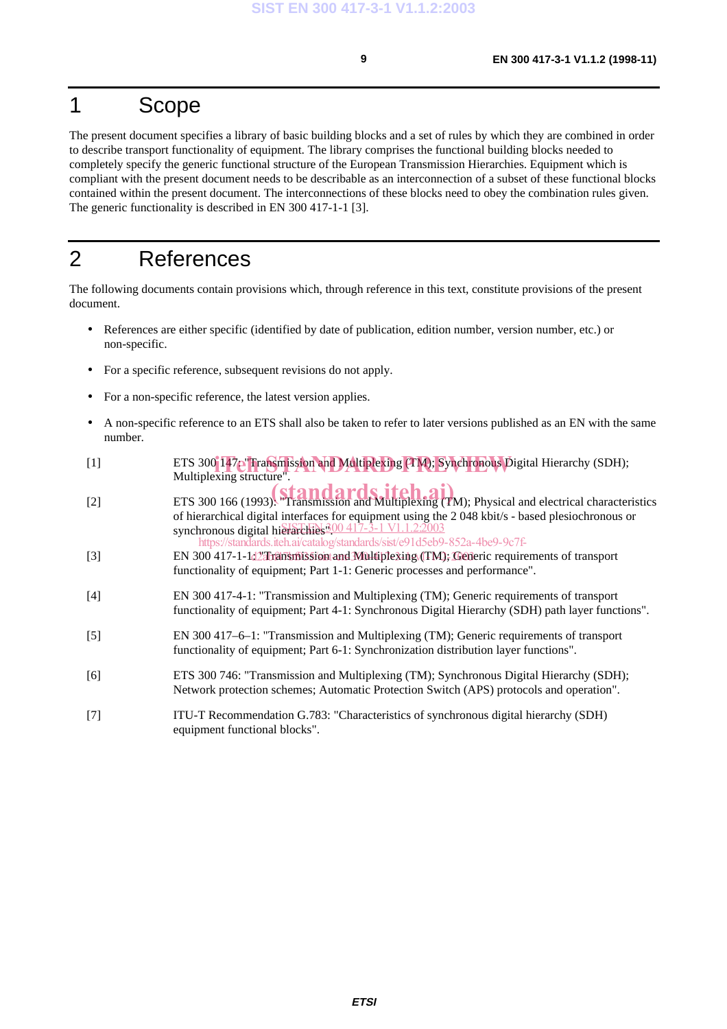# 1 Scope

The present document specifies a library of basic building blocks and a set of rules by which they are combined in order to describe transport functionality of equipment. The library comprises the functional building blocks needed to completely specify the generic functional structure of the European Transmission Hierarchies. Equipment which is compliant with the present document needs to be describable as an interconnection of a subset of these functional blocks contained within the present document. The interconnections of these blocks need to obey the combination rules given. The generic functionality is described in EN 300 417-1-1 [3].

# 2 References

The following documents contain provisions which, through reference in this text, constitute provisions of the present document.

- References are either specific (identified by date of publication, edition number, version number, etc.) or non-specific.
- For a specific reference, subsequent revisions do not apply.
- For a non-specific reference, the latest version applies.
- A non-specific reference to an ETS shall also be taken to refer to later versions published as an EN with the same number.

[1] ETS 300 147: "Transmission and Multiplexing (TM); Synchronous Digital Hierarchy (SDH); Multiplexing structure".

[2] ETS 300 166 (1993): "Transmission and Multiplexing (TM); Physical and electrical characteristics of hierarchical digital interfaces for equipment using the 2 048 kbit/s - based plesiochronous or synchronous digital hierarchies".

[3] EN 300 417-1-1: "Transmission and Multiplexing (TM); Generic requirements of transport functionality of equipment; Part 1-1: Generic processes and performance".

[4] EN 300 417-4-1: "Transmission and Multiplexing (TM); Generic requirements of transport functionality of equipment; Part 4-1: Synchronous Digital Hierarchy (SDH) path layer functions".

[5] EN 300 417–6–1: "Transmission and Multiplexing (TM); Generic requirements of transport functionality of equipment; Part 6-1: Synchronization distribution layer functions".

[6] ETS 300 746: "Transmission and Multiplexing (TM); Synchronous Digital Hierarchy (SDH); Network protection schemes; Automatic Protection Switch (APS) protocols and operation".

[7] ITU-T Recommendation G.783: "Characteristics of synchronous digital hierarchy (SDH) equipment functional blocks".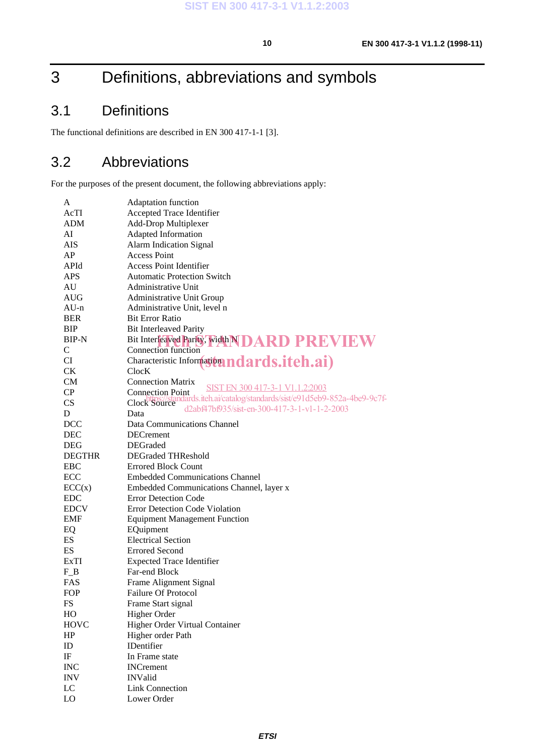# 3 Definitions, abbreviations and symbols

## 3.1 Definitions

The functional definitions are described in EN 300 417-1-1 [3].

## 3.2 Abbreviations

For the purposes of the present document, the following abbreviations apply:

| | |
|---|---|
| A | Adaptation function |
| AcTI | Accepted Trace Identifier |
| ADM | Add-Drop Multiplexer |
| AI | Adapted Information |
| AIS | Alarm Indication Signal |
| AP | Access Point |
| APId | Access Point Identifier |
| APS | Automatic Protection Switch |
| AU | Administrative Unit |
| AUG | Administrative Unit Group |
| AU-n | Administrative Unit, level n |
| BER | Bit Error Ratio |
| BIP | Bit Interleaved Parity |
| BIP-N | Bit Interleaved Parity, width N |
| C | Connection function |
| CI | Characteristic Information |
| CK | ClocK |
| CM | Connection Matrix |
| CP | Connection Point |
| CS | Clock Source |
| D | Data |
| DCC | Data Communications Channel |
| DEC | DECrement |
| DEG | DEGraded |
| DEGTHR | DEGraded THReshold |
| EBC | Errored Block Count |
| ECC | Embedded Communications Channel |
| ECC(x) | Embedded Communications Channel, layer x |
| EDC | Error Detection Code |
| EDCV | Error Detection Code Violation |
| EMF | Equipment Management Function |
| EQ | EQuipment |
| ES | Electrical Section |
| ES | Errored Second |
| ExTI | Expected Trace Identifier |
| F_B | Far-end Block |
| FAS | Frame Alignment Signal |
| FOP | Failure Of Protocol |
| FS | Frame Start signal |
| HO | Higher Order |
| HOVC | Higher Order Virtual Container |
| HP | Higher order Path |
| ID | IDentifier |
| IF | In Frame state |
| INC | INCrement |
| INV | INValid |
| LC | Link Connection |
| LO | Lower Order |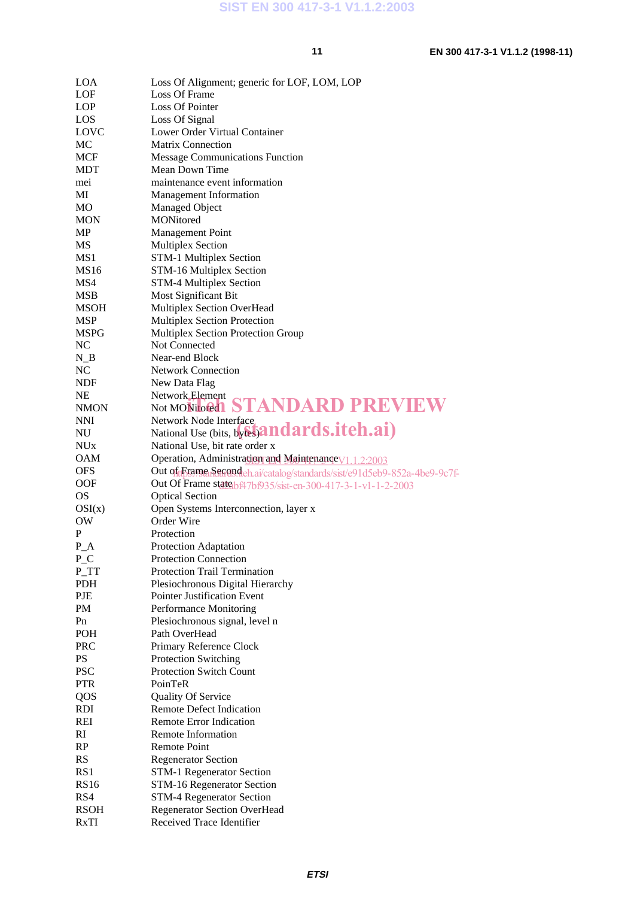| | |
|---|---|
| LOA | Loss Of Alignment; generic for LOF, LOM, LOP |
| LOF | Loss Of Frame |
| LOP | Loss Of Pointer |
| LOS | Loss Of Signal |
| LOVC | Lower Order Virtual Container |
| MC | Matrix Connection |
| MCF | Message Communications Function |
| MDT | Mean Down Time |
| mei | maintenance event information |
| MI | Management Information |
| MO | Managed Object |
| MON | MONitored |
| MP | Management Point |
| MS | Multiplex Section |
| MS1 | STM-1 Multiplex Section |
| MS16 | STM-16 Multiplex Section |
| MS4 | STM-4 Multiplex Section |
| MSB | Most Significant Bit |
| MSOH | Multiplex Section OverHead |
| MSP | Multiplex Section Protection |
| MSPG | Multiplex Section Protection Group |
| NC | Not Connected |
| N_B | Near-end Block |
| NC | Network Connection |
| NDF | New Data Flag |
| NE | Network Element |
| NMON | Not MONitored |
| NNI | Network Node Interface |
| NU | National Use (bits, bytes) |
| NUx | National Use, bit rate order x |
| OAM | Operation, Administration and Maintenance |
| OFS | Out of Frame Second |
| OOF | Out Of Frame state |
| OS | Optical Section |
| OSI(x) | Open Systems Interconnection, layer x |
| OW | Order Wire |
| P | Protection |
| P_A | Protection Adaptation |
| P_C | Protection Connection |
| P_TT | Protection Trail Termination |
| PDH | Plesiochronous Digital Hierarchy |
| PJE | Pointer Justification Event |
| PM | Performance Monitoring |
| Pn | Plesiochronous signal, level n |
| POH | Path OverHead |
| PRC | Primary Reference Clock |
| PS | Protection Switching |
| PSC | Protection Switch Count |
| PTR | PoinTeR |
| QOS | Quality Of Service |
| RDI | Remote Defect Indication |
| REI | Remote Error Indication |
| RI | Remote Information |
| RP | Remote Point |
| RS | Regenerator Section |
| RS1 | STM-1 Regenerator Section |
| RS16 | STM-16 Regenerator Section |
| RS4 | STM-4 Regenerator Section |
| RSOH | Regenerator Section OverHead |
| RxTI | Received Trace Identifier |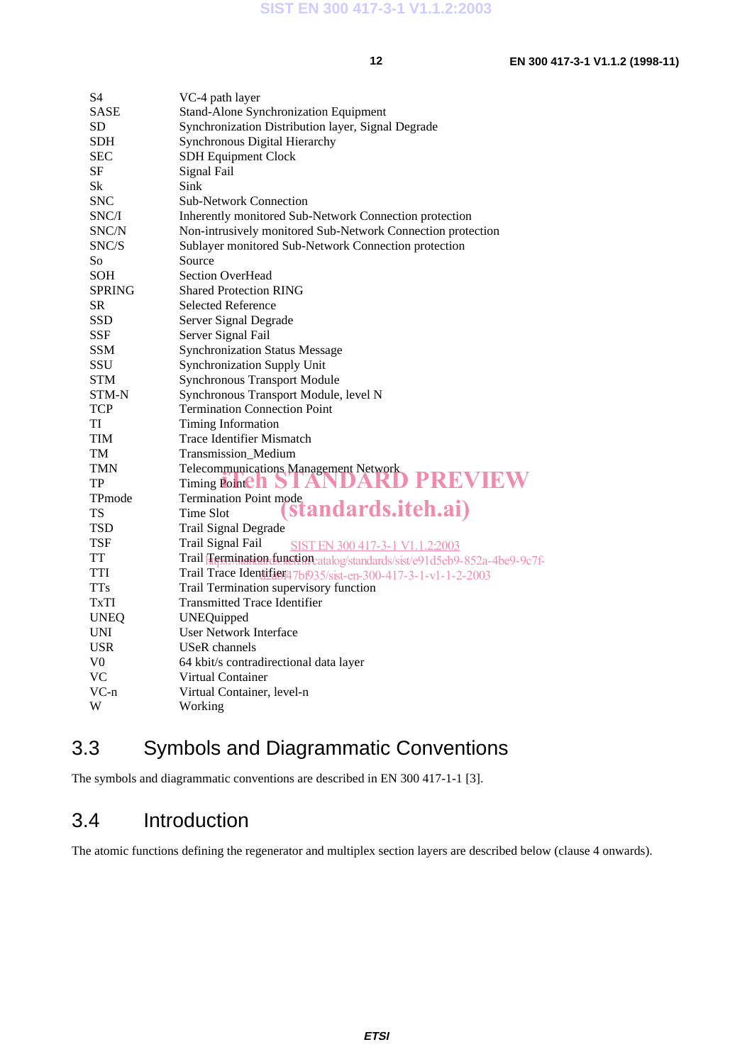| | |
|---|---|
| S4 | VC-4 path layer |
| SASE | Stand-Alone Synchronization Equipment |
| SD | Synchronization Distribution layer, Signal Degrade |
| SDH | Synchronous Digital Hierarchy |
| SEC | SDH Equipment Clock |
| SF | Signal Fail |
| Sk | Sink |
| SNC | Sub-Network Connection |
| SNC/I | Inherently monitored Sub-Network Connection protection |
| SNC/N | Non-intrusively monitored Sub-Network Connection protection |
| SNC/S | Sublayer monitored Sub-Network Connection protection |
| So | Source |
| SOH | Section OverHead |
| SPRING | Shared Protection RING |
| SR | Selected Reference |
| SSD | Server Signal Degrade |
| SSF | Server Signal Fail |
| SSM | Synchronization Status Message |
| SSU | Synchronization Supply Unit |
| STM | Synchronous Transport Module |
| STM-N | Synchronous Transport Module, level N |
| TCP | Termination Connection Point |
| TI | Timing Information |
| TIM | Trace Identifier Mismatch |
| TM | Transmission_Medium |
| TMN | Telecommunications Management Network |
| TP | Timing Point |
| TPmode | Termination Point mode |
| TS | Time Slot |
| TSD | Trail Signal Degrade |
| TSF | Trail Signal Fail |
| TT | Trail Termination function |
| TTI | Trail Trace Identifier |
| TTs | Trail Termination supervisory function |
| TxTI | Transmitted Trace Identifier |
| UNEQ | UNEQuipped |
| UNI | User Network Interface |
| USR | USeR channels |
| V0 | 64 kbit/s contradirectional data layer |
| VC | Virtual Container |
| VC-n | Virtual Container, level-n |
| W | Working |

## 3.3 Symbols and Diagrammatic Conventions

The symbols and diagrammatic conventions are described in EN 300 417-1-1 [3].

## 3.4 Introduction

The atomic functions defining the regenerator and multiplex section layers are described below (clause 4 onwards).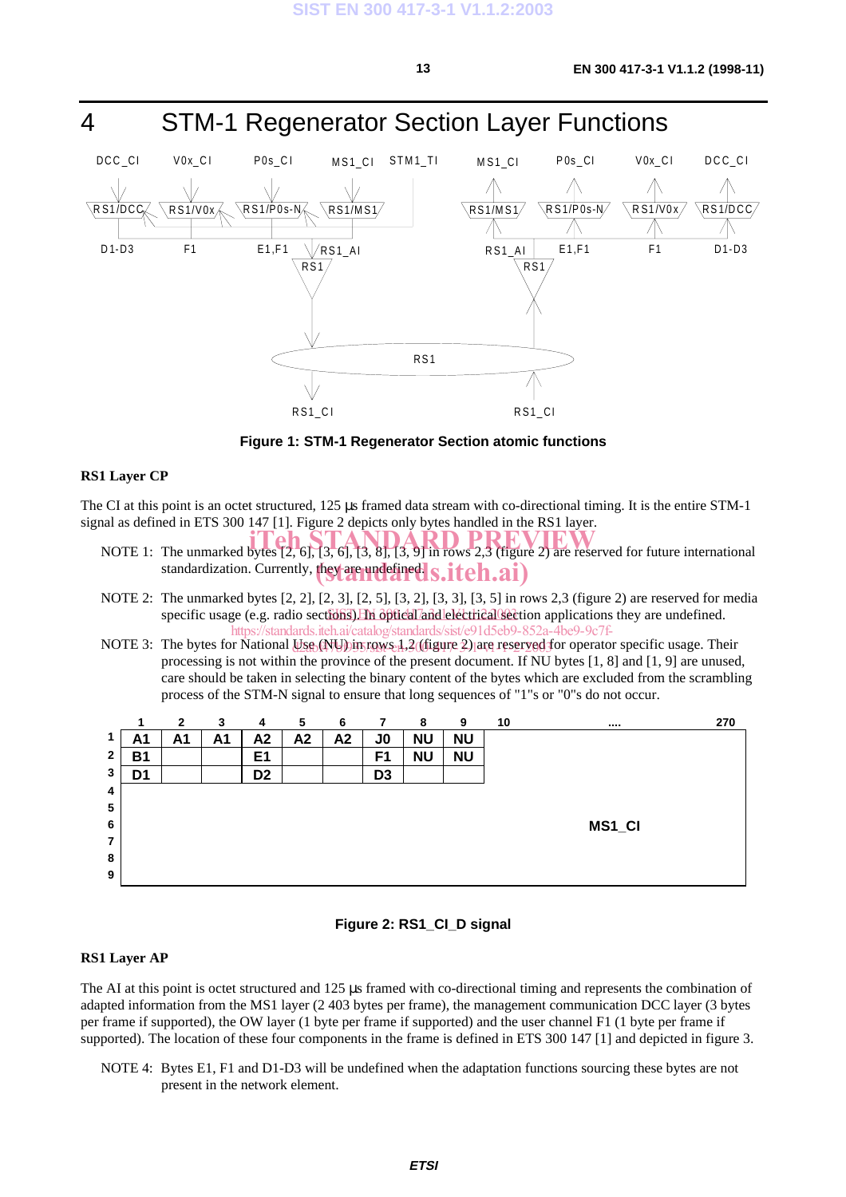# 4 STM-1 Regenerator Section Layer Functions

DCC_CI V0x_CI P0s_CI MS1_CI STM1_TI MS1_CI P0s_CI V0x_CI DCC_CI

RS1/DCC RS1/V0x RS1/P0s-N RS1/MS1 RS1/MS1 RS1/P0s-N RS1/V0x RS1/DCC

D1-D3 F1 E1,F1 RS1_AI RS1_AI E1,F1 F1 D1-D3

RS1 RS1

RS1

RS1_CI RS1_CI

**Figure 1: STM-1 Regenerator Section atomic functions**

**RS1 Layer CP**

The CI at this point is an octet structured, 125 µs framed data stream with co-directional timing. It is the entire STM-1 signal as defined in ETS 300 147 [1]. Figure 2 depicts only bytes handled in the RS1 layer.

NOTE 1: The unmarked bytes [2, 6], [3, 6], [3, 8], [3, 9] in rows 2,3 (figure 2) are reserved for future international standardization. Currently, they are undefined.

NOTE 2: The unmarked bytes [2, 2], [2, 3], [2, 5], [3, 2], [3, 3], [3, 5] in rows 2,3 (figure 2) are reserved for media specific usage (e.g. radio sections). In optical and electrical section applications they are undefined.

NOTE 3: The bytes for National Use (NU) in rows 1,2 (figure 2) are reserved for operator specific usage. Their processing is not within the province of the present document. If NU bytes [1, 8] and [1, 9] are unused, care should be taken in selecting the binary content of the bytes which are excluded from the scrambling process of the STM-N signal to ensure that long sequences of "1"s or "0"s do not occur.

| | 1 | 2 | 3 | 4 | 5 | 6 | 7 | 8 | 9 | 10 .... 270 |
|---|---|---|---|---|---|---|---|---|---|---|
| 1 | A1 | A1 | A1 | A2 | A2 | A2 | J0 | NU | NU | |
| 2 | B1 | | | E1 | | | F1 | NU | NU | |
| 3 | D1 | | | D2 | | | D3 | | | |
| 4 | | | | | | | | | | |
| 5 | | | | | | | | | | |
| 6 | | | | | | | | | | MS1_CI |
| 7 | | | | | | | | | | |
| 8 | | | | | | | | | | |
| 9 | | | | | | | | | | |

**Figure 2: RS1_CI_D signal**

**RS1 Layer AP**

The AI at this point is octet structured and 125 µs framed with co-directional timing and represents the combination of adapted information from the MS1 layer (2 403 bytes per frame), the management communication DCC layer (3 bytes per frame if supported), the OW layer (1 byte per frame if supported) and the user channel F1 (1 byte per frame if supported). The location of these four components in the frame is defined in ETS 300 147 [1] and depicted in figure 3.

NOTE 4: Bytes E1, F1 and D1-D3 will be undefined when the adaptation functions sourcing these bytes are not present in the network element.